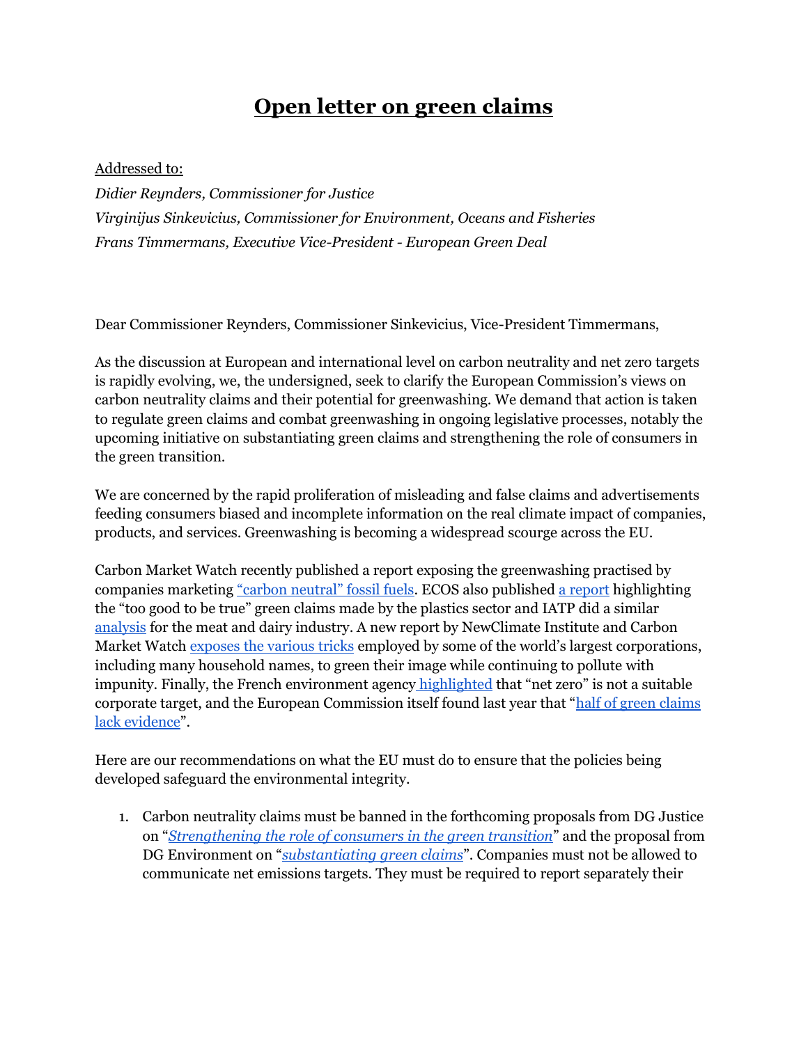# Open letter on green claims

Addressed to:

*Didier Reynders, Commissioner for Justice*
*Virginijus Sinkevicius, Commissioner for Environment, Oceans and Fisheries*
*Frans Timmermans, Executive Vice-President - European Green Deal*

Dear Commissioner Reynders, Commissioner Sinkevicius, Vice-President Timmermans,

As the discussion at European and international level on carbon neutrality and net zero targets is rapidly evolving, we, the undersigned, seek to clarify the European Commission's views on carbon neutrality claims and their potential for greenwashing. We demand that action is taken to regulate green claims and combat greenwashing in ongoing legislative processes, notably the upcoming initiative on substantiating green claims and strengthening the role of consumers in the green transition.

We are concerned by the rapid proliferation of misleading and false claims and advertisements feeding consumers biased and incomplete information on the real climate impact of companies, products, and services. Greenwashing is becoming a widespread scourge across the EU.

Carbon Market Watch recently published a report exposing the greenwashing practised by companies marketing "carbon neutral" fossil fuels. ECOS also published a report highlighting the "too good to be true" green claims made by the plastics sector and IATP did a similar analysis for the meat and dairy industry. A new report by NewClimate Institute and Carbon Market Watch exposes the various tricks employed by some of the world's largest corporations, including many household names, to green their image while continuing to pollute with impunity. Finally, the French environment agency highlighted that "net zero" is not a suitable corporate target, and the European Commission itself found last year that "half of green claims lack evidence".

Here are our recommendations on what the EU must do to ensure that the policies being developed safeguard the environmental integrity.

1. Carbon neutrality claims must be banned in the forthcoming proposals from DG Justice on "*Strengthening the role of consumers in the green transition*" and the proposal from DG Environment on "*substantiating green claims*". Companies must not be allowed to communicate net emissions targets. They must be required to report separately their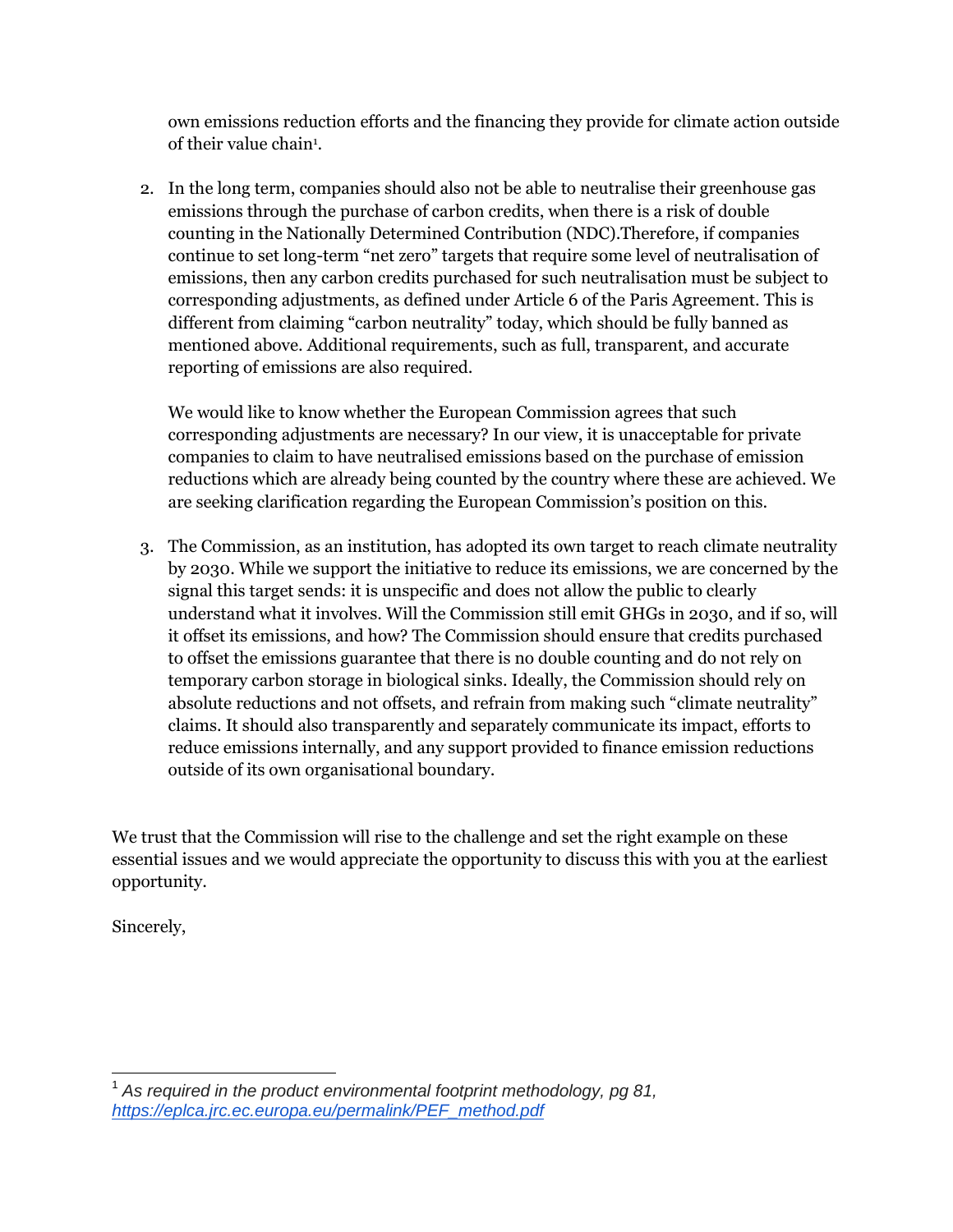own emissions reduction efforts and the financing they provide for climate action outside of their value chain[1].

2. In the long term, companies should also not be able to neutralise their greenhouse gas emissions through the purchase of carbon credits, when there is a risk of double counting in the Nationally Determined Contribution (NDC).Therefore, if companies continue to set long-term "net zero" targets that require some level of neutralisation of emissions, then any carbon credits purchased for such neutralisation must be subject to corresponding adjustments, as defined under Article 6 of the Paris Agreement. This is different from claiming "carbon neutrality" today, which should be fully banned as mentioned above. Additional requirements, such as full, transparent, and accurate reporting of emissions are also required.

   We would like to know whether the European Commission agrees that such corresponding adjustments are necessary? In our view, it is unacceptable for private companies to claim to have neutralised emissions based on the purchase of emission reductions which are already being counted by the country where these are achieved. We are seeking clarification regarding the European Commission's position on this.

3. The Commission, as an institution, has adopted its own target to reach climate neutrality by 2030. While we support the initiative to reduce its emissions, we are concerned by the signal this target sends: it is unspecific and does not allow the public to clearly understand what it involves. Will the Commission still emit GHGs in 2030, and if so, will it offset its emissions, and how? The Commission should ensure that credits purchased to offset the emissions guarantee that there is no double counting and do not rely on temporary carbon storage in biological sinks. Ideally, the Commission should rely on absolute reductions and not offsets, and refrain from making such "climate neutrality" claims. It should also transparently and separately communicate its impact, efforts to reduce emissions internally, and any support provided to finance emission reductions outside of its own organisational boundary.

We trust that the Commission will rise to the challenge and set the right example on these essential issues and we would appreciate the opportunity to discuss this with you at the earliest opportunity.

Sincerely,

---

[1] *As required in the product environmental footprint methodology, pg 81, https://eplca.jrc.ec.europa.eu/permalink/PEF_method.pdf*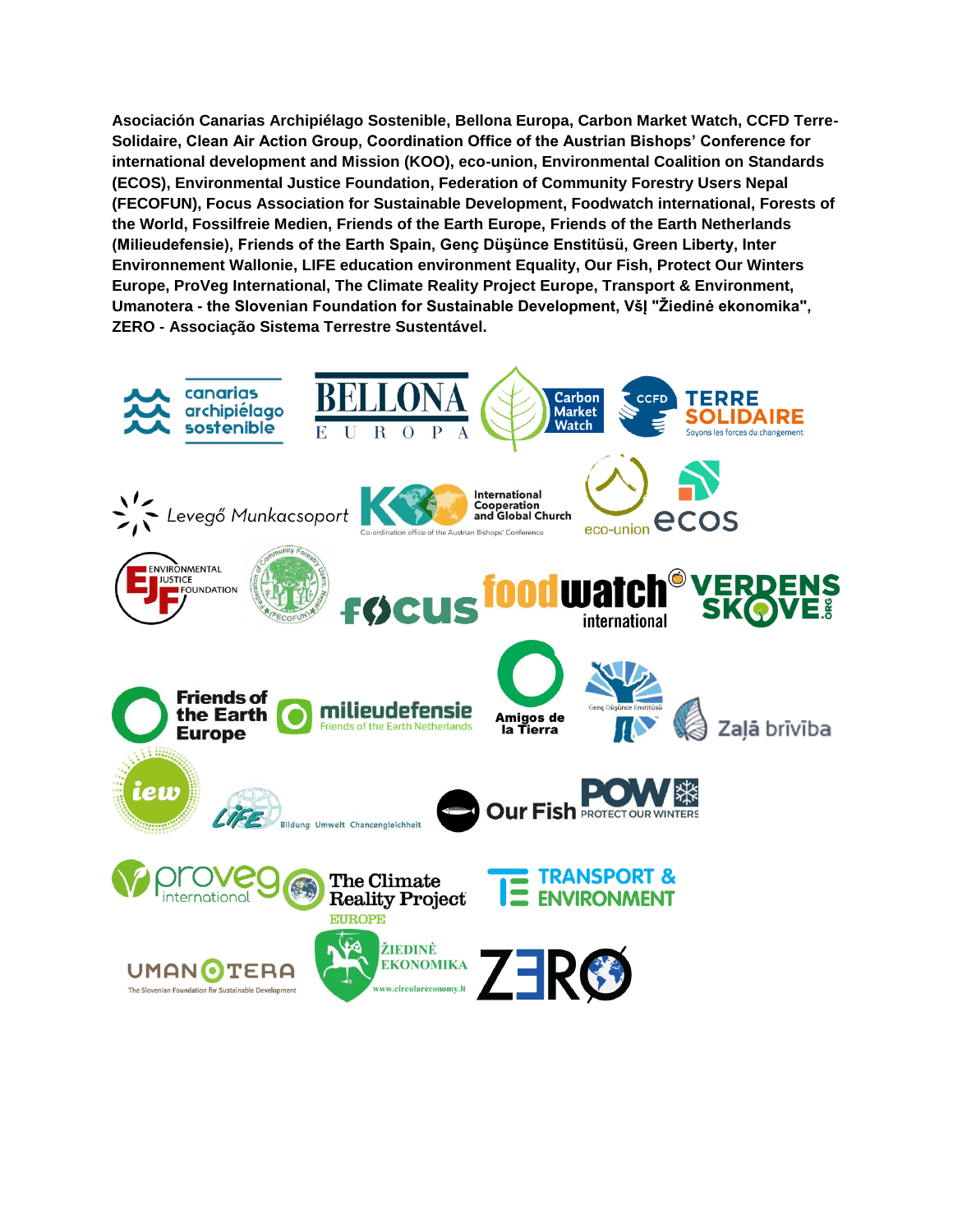**Asociación Canarias Archipiélago Sostenible, Bellona Europa, Carbon Market Watch, CCFD Terre-Solidaire, Clean Air Action Group, Coordination Office of the Austrian Bishops' Conference for international development and Mission (KOO), eco-union, Environmental Coalition on Standards (ECOS), Environmental Justice Foundation, Federation of Community Forestry Users Nepal (FECOFUN), Focus Association for Sustainable Development, Foodwatch international, Forests of the World, Fossilfreie Medien, Friends of the Earth Europe, Friends of the Earth Netherlands (Milieudefensie), Friends of the Earth Spain, Genç Düşünce Enstitüsü, Green Liberty, Inter Environnement Wallonie, LIFE education environment Equality, Our Fish, Protect Our Winters Europe, ProVeg International, The Climate Reality Project Europe, Transport & Environment, Umanotera - the Slovenian Foundation for Sustainable Development, VšĮ "Žiedinė ekonomika", ZERO - Associação Sistema Terrestre Sustentável.**